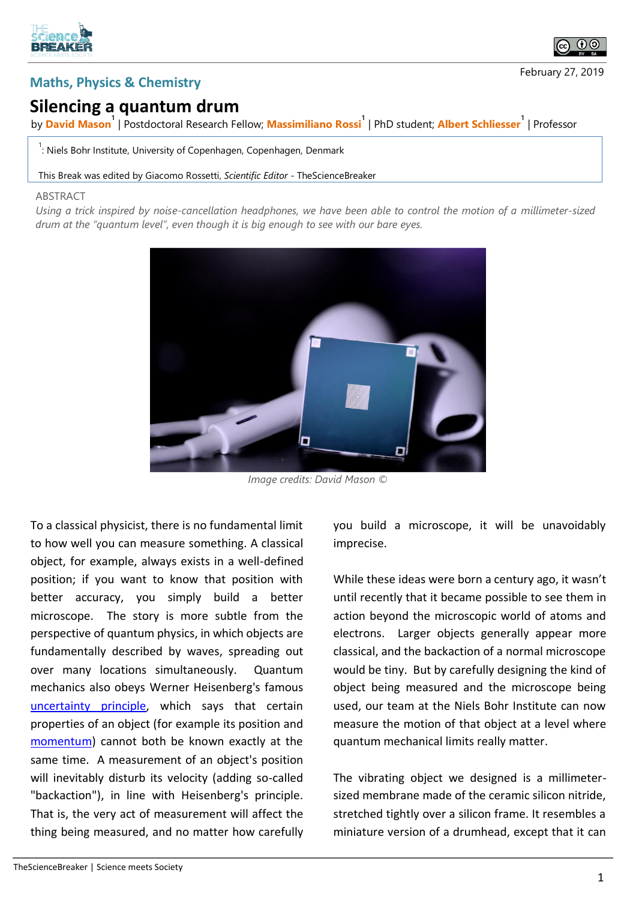Maths, Physics & Chemistry

February 27, 2019

# Silencing a quantum drum

by **David Mason**[1] | Postdoctoral Research Fellow; **Massimiliano Rossi**[1] | PhD student; **Albert Schliesser**[1] | Professor

[1]: Niels Bohr Institute, University of Copenhagen, Copenhagen, Denmark

This Break was edited by Giacomo Rossetti, *Scientific Editor* - TheScienceBreaker

ABSTRACT

*Using a trick inspired by noise-cancellation headphones, we have been able to control the motion of a millimeter-sized drum at the "quantum level", even though it is big enough to see with our bare eyes.*

*Image credits: David Mason ©*

To a classical physicist, there is no fundamental limit to how well you can measure something. A classical object, for example, always exists in a well-defined position; if you want to know that position with better accuracy, you simply build a better microscope. The story is more subtle from the perspective of quantum physics, in which objects are fundamentally described by waves, spreading out over many locations simultaneously. Quantum mechanics also obeys Werner Heisenberg's famous uncertainty principle, which says that certain properties of an object (for example its position and momentum) cannot both be known exactly at the same time. A measurement of an object's position will inevitably disturb its velocity (adding so-called "backaction"), in line with Heisenberg's principle. That is, the very act of measurement will affect the thing being measured, and no matter how carefully you build a microscope, it will be unavoidably imprecise.

While these ideas were born a century ago, it wasn't until recently that it became possible to see them in action beyond the microscopic world of atoms and electrons. Larger objects generally appear more classical, and the backaction of a normal microscope would be tiny. But by carefully designing the kind of object being measured and the microscope being used, our team at the Niels Bohr Institute can now measure the motion of that object at a level where quantum mechanical limits really matter.

The vibrating object we designed is a millimeter-sized membrane made of the ceramic silicon nitride, stretched tightly over a silicon frame. It resembles a miniature version of a drumhead, except that it can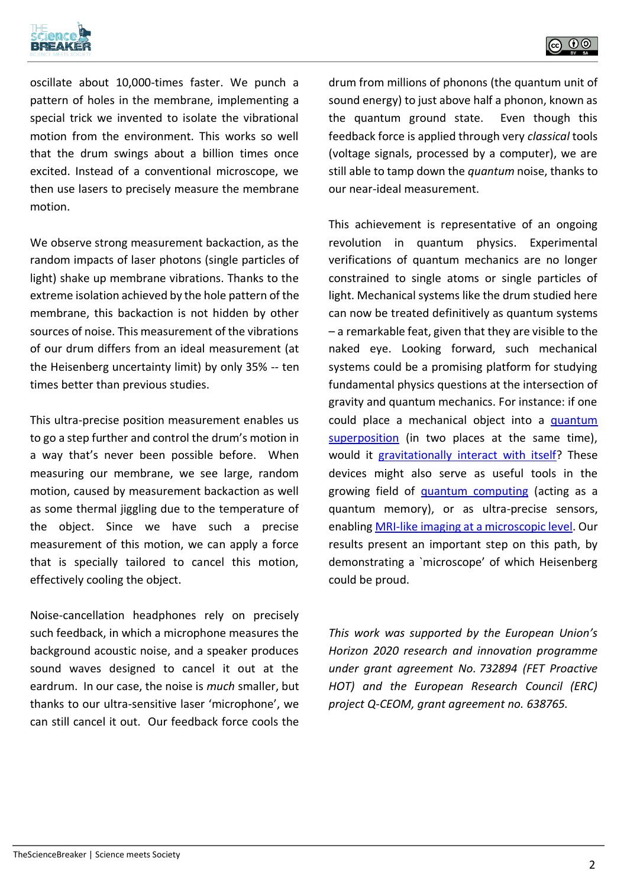oscillate about 10,000-times faster. We punch a pattern of holes in the membrane, implementing a special trick we invented to isolate the vibrational motion from the environment. This works so well that the drum swings about a billion times once excited. Instead of a conventional microscope, we then use lasers to precisely measure the membrane motion.

We observe strong measurement backaction, as the random impacts of laser photons (single particles of light) shake up membrane vibrations. Thanks to the extreme isolation achieved by the hole pattern of the membrane, this backaction is not hidden by other sources of noise. This measurement of the vibrations of our drum differs from an ideal measurement (at the Heisenberg uncertainty limit) by only 35% -- ten times better than previous studies.

This ultra-precise position measurement enables us to go a step further and control the drum's motion in a way that's never been possible before. When measuring our membrane, we see large, random motion, caused by measurement backaction as well as some thermal jiggling due to the temperature of the object. Since we have such a precise measurement of this motion, we can apply a force that is specially tailored to cancel this motion, effectively cooling the object.

Noise-cancellation headphones rely on precisely such feedback, in which a microphone measures the background acoustic noise, and a speaker produces sound waves designed to cancel it out at the eardrum. In our case, the noise is *much* smaller, but thanks to our ultra-sensitive laser 'microphone', we can still cancel it out. Our feedback force cools the drum from millions of phonons (the quantum unit of sound energy) to just above half a phonon, known as the quantum ground state. Even though this feedback force is applied through very *classical* tools (voltage signals, processed by a computer), we are still able to tamp down the *quantum* noise, thanks to our near-ideal measurement.

This achievement is representative of an ongoing revolution in quantum physics. Experimental verifications of quantum mechanics are no longer constrained to single atoms or single particles of light. Mechanical systems like the drum studied here can now be treated definitively as quantum systems – a remarkable feat, given that they are visible to the naked eye. Looking forward, such mechanical systems could be a promising platform for studying fundamental physics questions at the intersection of gravity and quantum mechanics. For instance: if one could place a mechanical object into a quantum superposition (in two places at the same time), would it gravitationally interact with itself? These devices might also serve as useful tools in the growing field of quantum computing (acting as a quantum memory), or as ultra-precise sensors, enabling MRI-like imaging at a microscopic level. Our results present an important step on this path, by demonstrating a `microscope' of which Heisenberg could be proud.

*This work was supported by the European Union's Horizon 2020 research and innovation programme under grant agreement No. 732894 (FET Proactive HOT) and the European Research Council (ERC) project Q-CEOM, grant agreement no. 638765.*